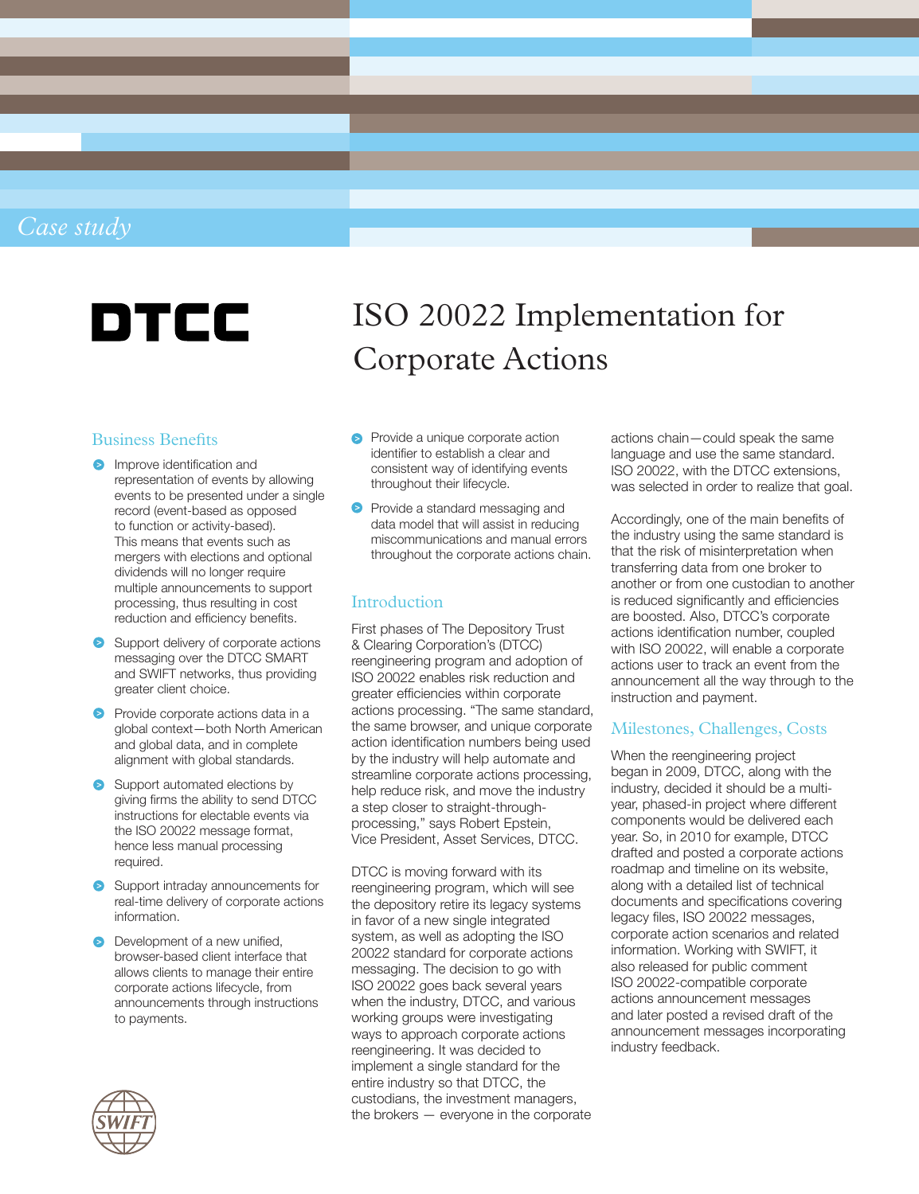*Case study*

DTCC

# ISO 20022 Implementation for Corporate Actions

## Business Benefits

- Improve identification and representation of events by allowing events to be presented under a single record (event-based as opposed to function or activity-based). This means that events such as mergers with elections and optional dividends will no longer require multiple announcements to support processing, thus resulting in cost reduction and efficiency benefits.
- Support delivery of corporate actions messaging over the DTCC SMART and SWIFT networks, thus providing greater client choice.
- Provide corporate actions data in a global context—both North American and global data, and in complete alignment with global standards.
- Support automated elections by giving firms the ability to send DTCC instructions for electable events via the ISO 20022 message format, hence less manual processing required.
- Support intraday announcements for real-time delivery of corporate actions information.
- Development of a new unified, browser-based client interface that allows clients to manage their entire corporate actions lifecycle, from announcements through instructions to payments.
- Provide a unique corporate action identifier to establish a clear and consistent way of identifying events throughout their lifecycle.
- Provide a standard messaging and data model that will assist in reducing miscommunications and manual errors throughout the corporate actions chain.

## Introduction

First phases of The Depository Trust & Clearing Corporation's (DTCC) reengineering program and adoption of ISO 20022 enables risk reduction and greater efficiencies within corporate actions processing. "The same standard, the same browser, and unique corporate action identification numbers being used by the industry will help automate and streamline corporate actions processing, help reduce risk, and move the industry a step closer to straight-through-processing," says Robert Epstein, Vice President, Asset Services, DTCC.

DTCC is moving forward with its reengineering program, which will see the depository retire its legacy systems in favor of a new single integrated system, as well as adopting the ISO 20022 standard for corporate actions messaging. The decision to go with ISO 20022 goes back several years when the industry, DTCC, and various working groups were investigating ways to approach corporate actions reengineering. It was decided to implement a single standard for the entire industry so that DTCC, the custodians, the investment managers, the brokers — everyone in the corporate actions chain—could speak the same language and use the same standard. ISO 20022, with the DTCC extensions, was selected in order to realize that goal.

Accordingly, one of the main benefits of the industry using the same standard is that the risk of misinterpretation when transferring data from one broker to another or from one custodian to another is reduced significantly and efficiencies are boosted. Also, DTCC's corporate actions identification number, coupled with ISO 20022, will enable a corporate actions user to track an event from the announcement all the way through to the instruction and payment.

## Milestones, Challenges, Costs

When the reengineering project began in 2009, DTCC, along with the industry, decided it should be a multi-year, phased-in project where different components would be delivered each year. So, in 2010 for example, DTCC drafted and posted a corporate actions roadmap and timeline on its website, along with a detailed list of technical documents and specifications covering legacy files, ISO 20022 messages, corporate action scenarios and related information. Working with SWIFT, it also released for public comment ISO 20022-compatible corporate actions announcement messages and later posted a revised draft of the announcement messages incorporating industry feedback.

SWIFT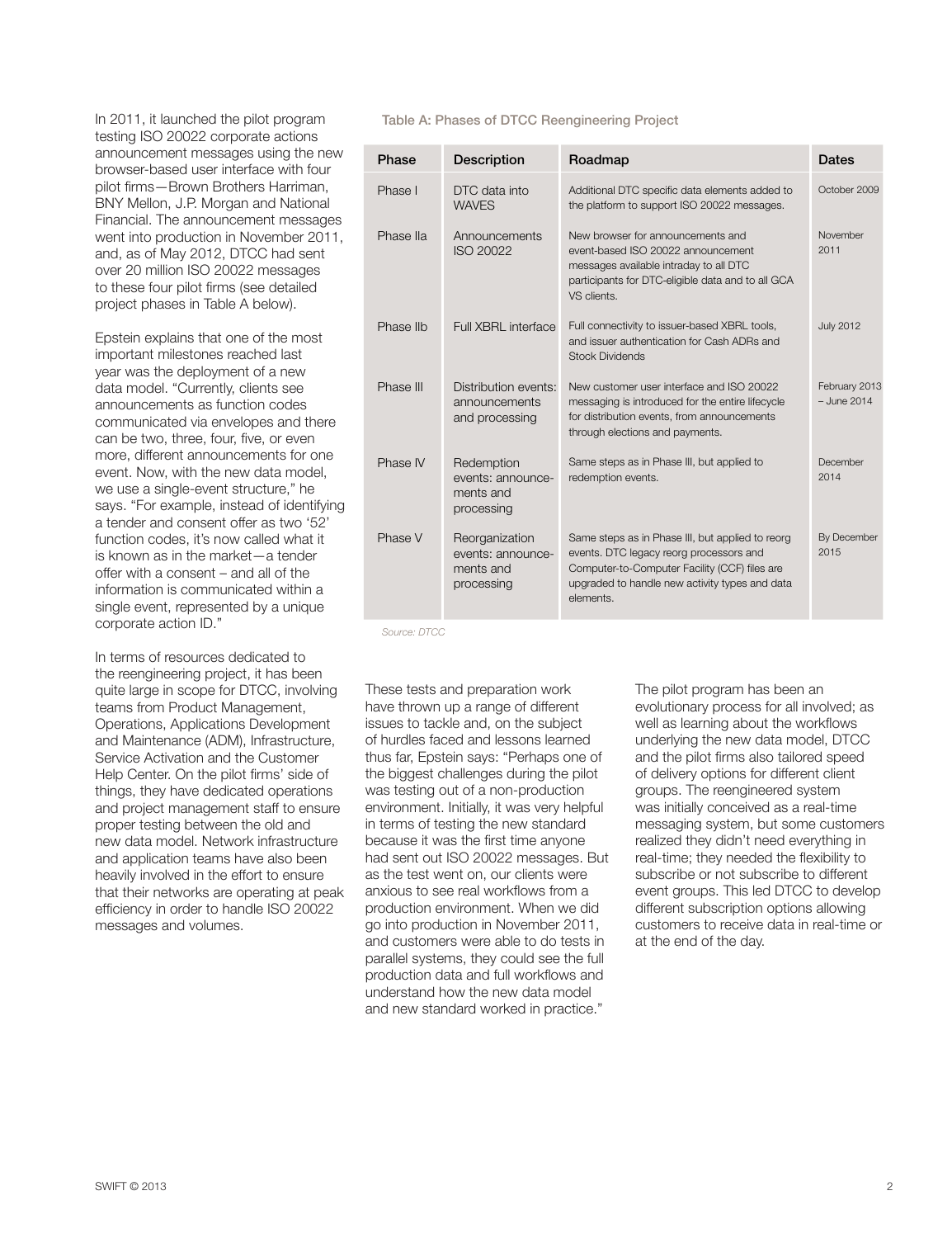In 2011, it launched the pilot program testing ISO 20022 corporate actions announcement messages using the new browser-based user interface with four pilot firms—Brown Brothers Harriman, BNY Mellon, J.P. Morgan and National Financial. The announcement messages went into production in November 2011, and, as of May 2012, DTCC had sent over 20 million ISO 20022 messages to these four pilot firms (see detailed project phases in Table A below).

Epstein explains that one of the most important milestones reached last year was the deployment of a new data model. "Currently, clients see announcements as function codes communicated via envelopes and there can be two, three, four, five, or even more, different announcements for one event. Now, with the new data model, we use a single-event structure," he says. "For example, instead of identifying a tender and consent offer as two '52' function codes, it's now called what it is known as in the market—a tender offer with a consent – and all of the information is communicated within a single event, represented by a unique corporate action ID."

In terms of resources dedicated to the reengineering project, it has been quite large in scope for DTCC, involving teams from Product Management, Operations, Applications Development and Maintenance (ADM), Infrastructure, Service Activation and the Customer Help Center. On the pilot firms' side of things, they have dedicated operations and project management staff to ensure proper testing between the old and new data model. Network infrastructure and application teams have also been heavily involved in the effort to ensure that their networks are operating at peak efficiency in order to handle ISO 20022 messages and volumes.

Table A: Phases of DTCC Reengineering Project

| Phase | Description | Roadmap | Dates |
|---|---|---|---|
| Phase I | DTC data into WAVES | Additional DTC specific data elements added to the platform to support ISO 20022 messages. | October 2009 |
| Phase IIa | Announcements ISO 20022 | New browser for announcements and event-based ISO 20022 announcement messages available intraday to all DTC participants for DTC-eligible data and to all GCA VS clients. | November 2011 |
| Phase IIb | Full XBRL interface | Full connectivity to issuer-based XBRL tools, and issuer authentication for Cash ADRs and Stock Dividends | July 2012 |
| Phase III | Distribution events: announcements and processing | New customer user interface and ISO 20022 messaging is introduced for the entire lifecycle for distribution events, from announcements through elections and payments. | February 2013 – June 2014 |
| Phase IV | Redemption events: announcements and processing | Same steps as in Phase III, but applied to redemption events. | December 2014 |
| Phase V | Reorganization events: announcements and processing | Same steps as in Phase III, but applied to reorg events. DTC legacy reorg processors and Computer-to-Computer Facility (CCF) files are upgraded to handle new activity types and data elements. | By December 2015 |

*Source: DTCC*

These tests and preparation work have thrown up a range of different issues to tackle and, on the subject of hurdles faced and lessons learned thus far, Epstein says: "Perhaps one of the biggest challenges during the pilot was testing out of a non-production environment. Initially, it was very helpful in terms of testing the new standard because it was the first time anyone had sent out ISO 20022 messages. But as the test went on, our clients were anxious to see real workflows from a production environment. When we did go into production in November 2011, and customers were able to do tests in parallel systems, they could see the full production data and full workflows and understand how the new data model and new standard worked in practice."

The pilot program has been an evolutionary process for all involved; as well as learning about the workflows underlying the new data model, DTCC and the pilot firms also tailored speed of delivery options for different client groups. The reengineered system was initially conceived as a real-time messaging system, but some customers realized they didn't need everything in real-time; they needed the flexibility to subscribe or not subscribe to different event groups. This led DTCC to develop different subscription options allowing customers to receive data in real-time or at the end of the day.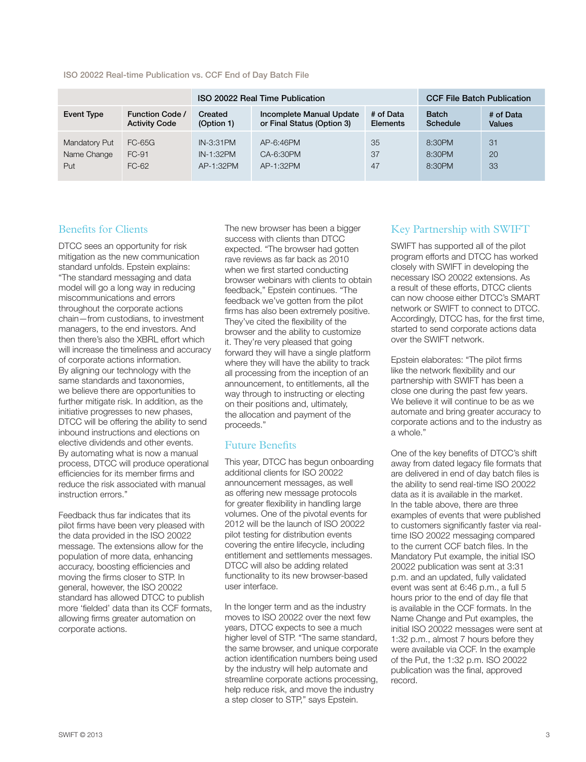ISO 20022 Real-time Publication vs. CCF End of Day Batch File

| | | ISO 20022 Real Time Publication | | | CCF File Batch Publication | |
|---|---|---|---|---|---|---|
| Event Type | Function Code / Activity Code | Created (Option 1) | Incomplete Manual Update or Final Status (Option 3) | # of Data Elements | Batch Schedule | # of Data Values |
| Mandatory Put | FC-65G | IN-3:31PM | AP-6:46PM | 35 | 8:30PM | 31 |
| Name Change | FC-91 | IN-1:32PM | CA-6:30PM | 37 | 8:30PM | 20 |
| Put | FC-62 | AP-1:32PM | AP-1:32PM | 47 | 8:30PM | 33 |

## Benefits for Clients

DTCC sees an opportunity for risk mitigation as the new communication standard unfolds. Epstein explains: "The standard messaging and data model will go a long way in reducing miscommunications and errors throughout the corporate actions chain—from custodians, to investment managers, to the end investors. And then there's also the XBRL effort which will increase the timeliness and accuracy of corporate actions information. By aligning our technology with the same standards and taxonomies, we believe there are opportunities to further mitigate risk. In addition, as the initiative progresses to new phases, DTCC will be offering the ability to send inbound instructions and elections on elective dividends and other events. By automating what is now a manual process, DTCC will produce operational efficiencies for its member firms and reduce the risk associated with manual instruction errors."

Feedback thus far indicates that its pilot firms have been very pleased with the data provided in the ISO 20022 message. The extensions allow for the population of more data, enhancing accuracy, boosting efficiencies and moving the firms closer to STP. In general, however, the ISO 20022 standard has allowed DTCC to publish more 'fielded' data than its CCF formats, allowing firms greater automation on corporate actions.

The new browser has been a bigger success with clients than DTCC expected. "The browser had gotten rave reviews as far back as 2010 when we first started conducting browser webinars with clients to obtain feedback," Epstein continues. "The feedback we've gotten from the pilot firms has also been extremely positive. They've cited the flexibility of the browser and the ability to customize it. They're very pleased that going forward they will have a single platform where they will have the ability to track all processing from the inception of an announcement, to entitlements, all the way through to instructing or electing on their positions and, ultimately, the allocation and payment of the proceeds."

## Future Benefits

This year, DTCC has begun onboarding additional clients for ISO 20022 announcement messages, as well as offering new message protocols for greater flexibility in handling large volumes. One of the pivotal events for 2012 will be the launch of ISO 20022 pilot testing for distribution events covering the entire lifecycle, including entitlement and settlements messages. DTCC will also be adding related functionality to its new browser-based user interface.

In the longer term and as the industry moves to ISO 20022 over the next few years, DTCC expects to see a much higher level of STP. "The same standard, the same browser, and unique corporate action identification numbers being used by the industry will help automate and streamline corporate actions processing, help reduce risk, and move the industry a step closer to STP," says Epstein.

## Key Partnership with SWIFT

SWIFT has supported all of the pilot program efforts and DTCC has worked closely with SWIFT in developing the necessary ISO 20022 extensions. As a result of these efforts, DTCC clients can now choose either DTCC's SMART network or SWIFT to connect to DTCC. Accordingly, DTCC has, for the first time, started to send corporate actions data over the SWIFT network.

Epstein elaborates: "The pilot firms like the network flexibility and our partnership with SWIFT has been a close one during the past few years. We believe it will continue to be as we automate and bring greater accuracy to corporate actions and to the industry as a whole."

One of the key benefits of DTCC's shift away from dated legacy file formats that are delivered in end of day batch files is the ability to send real-time ISO 20022 data as it is available in the market. In the table above, there are three examples of events that were published to customers significantly faster via real-time ISO 20022 messaging compared to the current CCF batch files. In the Mandatory Put example, the initial ISO 20022 publication was sent at 3:31 p.m. and an updated, fully validated event was sent at 6:46 p.m., a full 5 hours prior to the end of day file that is available in the CCF formats. In the Name Change and Put examples, the initial ISO 20022 messages were sent at 1:32 p.m., almost 7 hours before they were available via CCF. In the example of the Put, the 1:32 p.m. ISO 20022 publication was the final, approved record.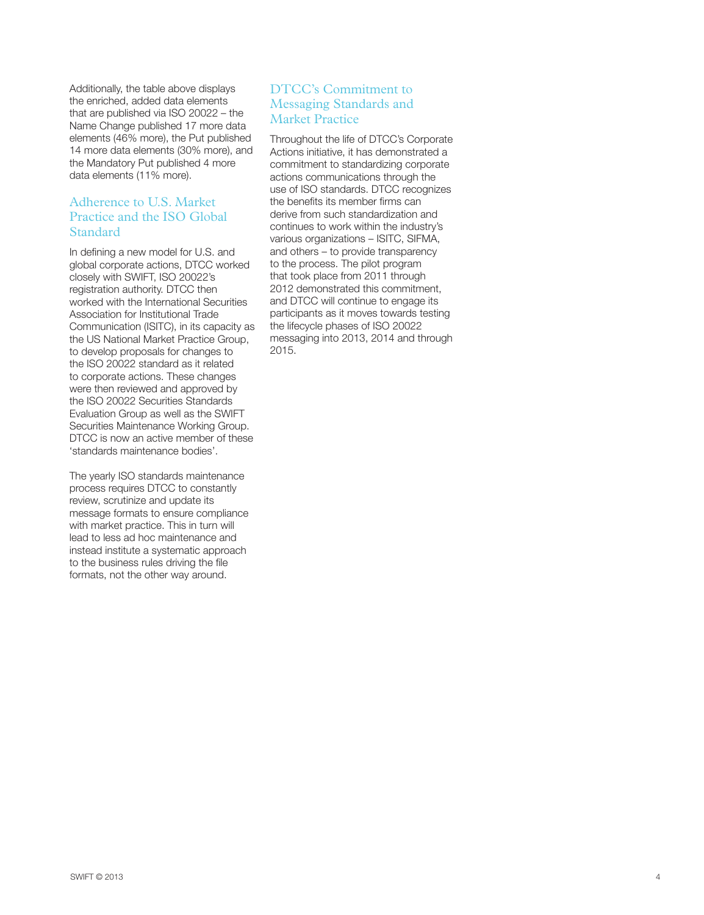Additionally, the table above displays the enriched, added data elements that are published via ISO 20022 – the Name Change published 17 more data elements (46% more), the Put published 14 more data elements (30% more), and the Mandatory Put published 4 more data elements (11% more).

## Adherence to U.S. Market Practice and the ISO Global Standard

In defining a new model for U.S. and global corporate actions, DTCC worked closely with SWIFT, ISO 20022's registration authority. DTCC then worked with the International Securities Association for Institutional Trade Communication (ISITC), in its capacity as the US National Market Practice Group, to develop proposals for changes to the ISO 20022 standard as it related to corporate actions. These changes were then reviewed and approved by the ISO 20022 Securities Standards Evaluation Group as well as the SWIFT Securities Maintenance Working Group. DTCC is now an active member of these 'standards maintenance bodies'.

The yearly ISO standards maintenance process requires DTCC to constantly review, scrutinize and update its message formats to ensure compliance with market practice. This in turn will lead to less ad hoc maintenance and instead institute a systematic approach to the business rules driving the file formats, not the other way around.

## DTCC's Commitment to Messaging Standards and Market Practice

Throughout the life of DTCC's Corporate Actions initiative, it has demonstrated a commitment to standardizing corporate actions communications through the use of ISO standards. DTCC recognizes the benefits its member firms can derive from such standardization and continues to work within the industry's various organizations – ISITC, SIFMA, and others – to provide transparency to the process. The pilot program that took place from 2011 through 2012 demonstrated this commitment, and DTCC will continue to engage its participants as it moves towards testing the lifecycle phases of ISO 20022 messaging into 2013, 2014 and through 2015.

SWIFT © 2013